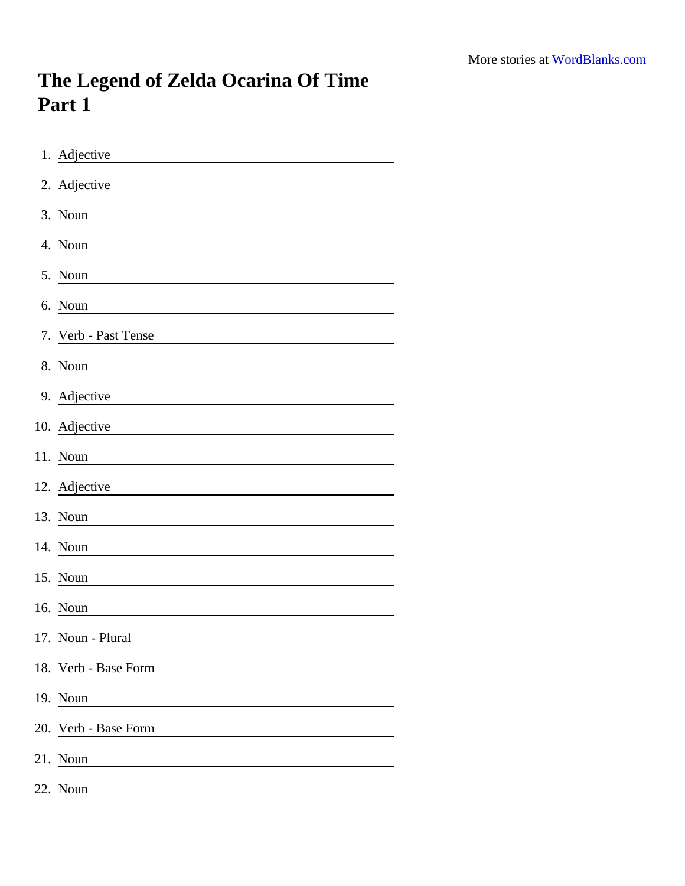More stories at WordBlanks.com

# The Legend of Zelda Ocarina Of Time Part 1

1. Adjective
2. Adjective
3. Noun
4. Noun
5. Noun
6. Noun
7. Verb - Past Tense
8. Noun
9. Adjective
10. Adjective
11. Noun
12. Adjective
13. Noun
14. Noun
15. Noun
16. Noun
17. Noun - Plural
18. Verb - Base Form
19. Noun
20. Verb - Base Form
21. Noun
22. Noun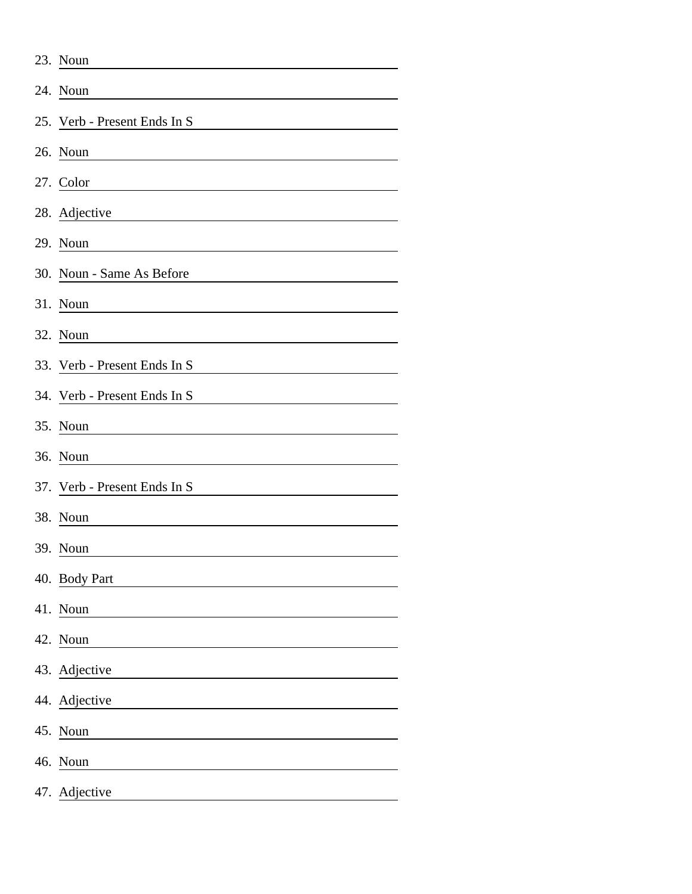23. Noun \_\_\_\_\_\_\_\_\_\_\_\_\_\_\_\_\_\_\_\_
24. Noun \_\_\_\_\_\_\_\_\_\_\_\_\_\_\_\_\_\_\_\_
25. Verb - Present Ends In S \_\_\_\_\_\_\_\_\_\_\_\_\_\_\_\_\_\_\_\_
26. Noun \_\_\_\_\_\_\_\_\_\_\_\_\_\_\_\_\_\_\_\_
27. Color \_\_\_\_\_\_\_\_\_\_\_\_\_\_\_\_\_\_\_\_
28. Adjective \_\_\_\_\_\_\_\_\_\_\_\_\_\_\_\_\_\_\_\_
29. Noun \_\_\_\_\_\_\_\_\_\_\_\_\_\_\_\_\_\_\_\_
30. Noun - Same As Before \_\_\_\_\_\_\_\_\_\_\_\_\_\_\_\_\_\_\_\_
31. Noun \_\_\_\_\_\_\_\_\_\_\_\_\_\_\_\_\_\_\_\_
32. Noun \_\_\_\_\_\_\_\_\_\_\_\_\_\_\_\_\_\_\_\_
33. Verb - Present Ends In S \_\_\_\_\_\_\_\_\_\_\_\_\_\_\_\_\_\_\_\_
34. Verb - Present Ends In S \_\_\_\_\_\_\_\_\_\_\_\_\_\_\_\_\_\_\_\_
35. Noun \_\_\_\_\_\_\_\_\_\_\_\_\_\_\_\_\_\_\_\_
36. Noun \_\_\_\_\_\_\_\_\_\_\_\_\_\_\_\_\_\_\_\_
37. Verb - Present Ends In S \_\_\_\_\_\_\_\_\_\_\_\_\_\_\_\_\_\_\_\_
38. Noun \_\_\_\_\_\_\_\_\_\_\_\_\_\_\_\_\_\_\_\_
39. Noun \_\_\_\_\_\_\_\_\_\_\_\_\_\_\_\_\_\_\_\_
40. Body Part \_\_\_\_\_\_\_\_\_\_\_\_\_\_\_\_\_\_\_\_
41. Noun \_\_\_\_\_\_\_\_\_\_\_\_\_\_\_\_\_\_\_\_
42. Noun \_\_\_\_\_\_\_\_\_\_\_\_\_\_\_\_\_\_\_\_
43. Adjective \_\_\_\_\_\_\_\_\_\_\_\_\_\_\_\_\_\_\_\_
44. Adjective \_\_\_\_\_\_\_\_\_\_\_\_\_\_\_\_\_\_\_\_
45. Noun \_\_\_\_\_\_\_\_\_\_\_\_\_\_\_\_\_\_\_\_
46. Noun \_\_\_\_\_\_\_\_\_\_\_\_\_\_\_\_\_\_\_\_
47. Adjective \_\_\_\_\_\_\_\_\_\_\_\_\_\_\_\_\_\_\_\_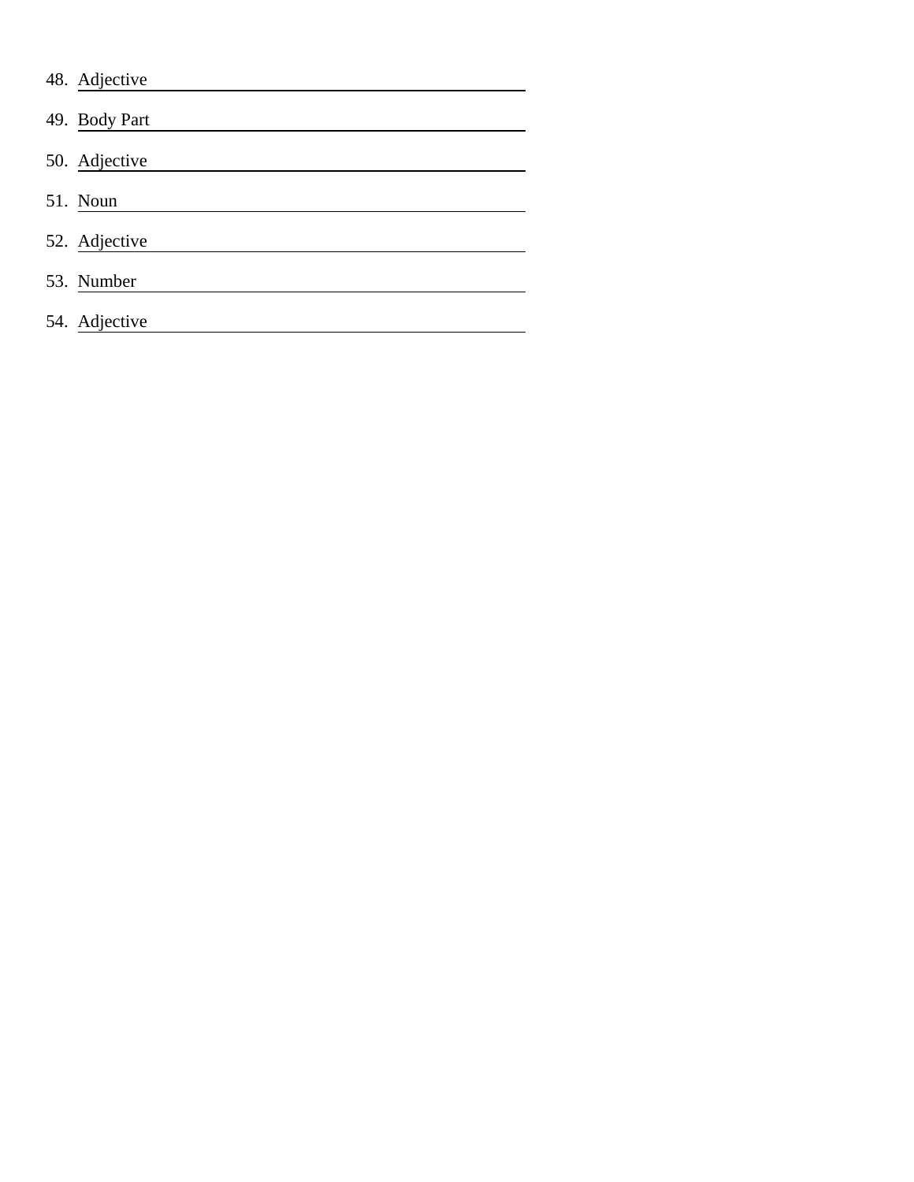48. Adjective ______________________________

49. Body Part ______________________________

50. Adjective ______________________________

51. Noun ______________________________

52. Adjective ______________________________

53. Number ______________________________

54. Adjective ______________________________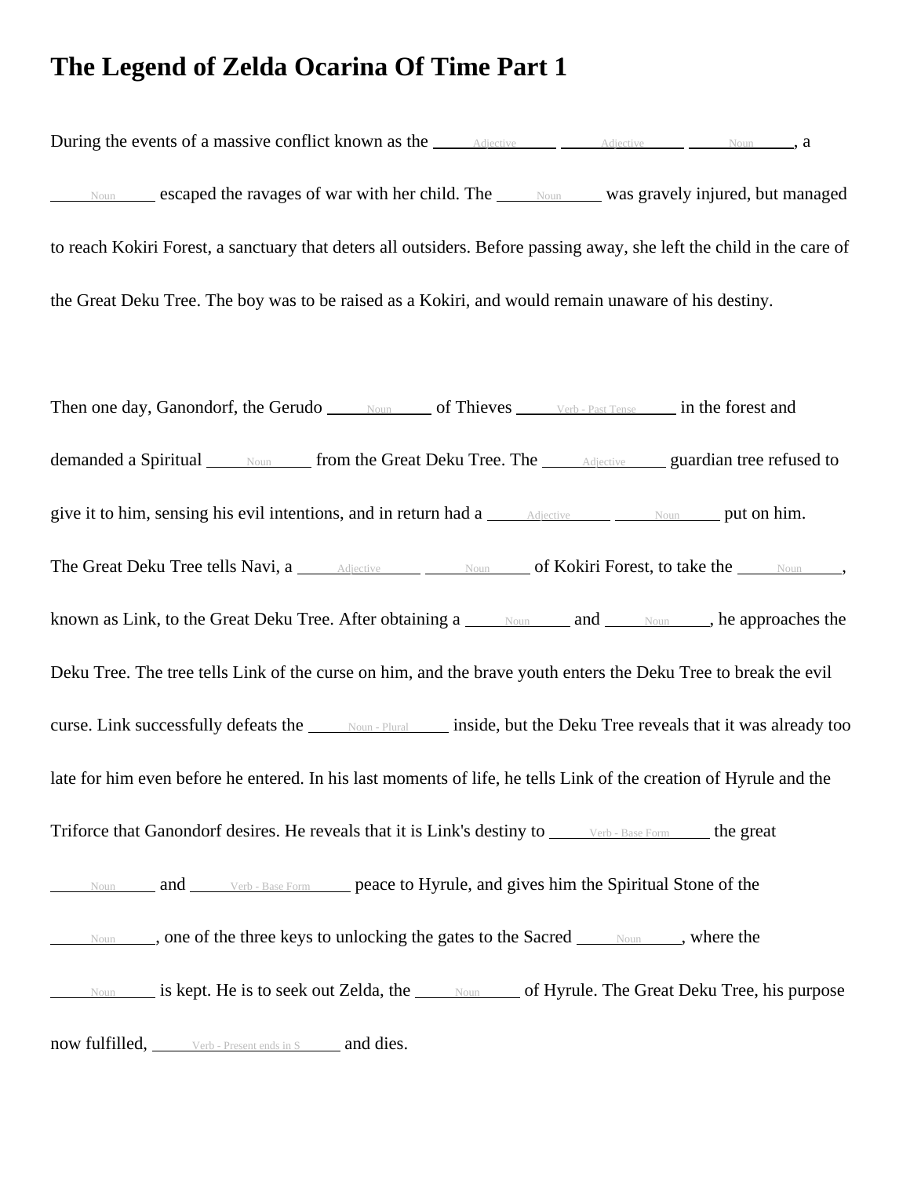# The Legend of Zelda Ocarina Of Time Part 1

During the events of a massive conflict known as the ______Adjective______ ______Adjective______ ______Noun______, a ______Noun______ escaped the ravages of war with her child. The ______Noun______ was gravely injured, but managed to reach Kokiri Forest, a sanctuary that deters all outsiders. Before passing away, she left the child in the care of the Great Deku Tree. The boy was to be raised as a Kokiri, and would remain unaware of his destiny.

Then one day, Ganondorf, the Gerudo ______Noun______ of Thieves ______Verb - Past Tense______ in the forest and demanded a Spiritual ______Noun______ from the Great Deku Tree. The ______Adjective______ guardian tree refused to give it to him, sensing his evil intentions, and in return had a ______Adjective______ ______Noun______ put on him. The Great Deku Tree tells Navi, a ______Adjective______ ______Noun______ of Kokiri Forest, to take the ______Noun______, known as Link, to the Great Deku Tree. After obtaining a ______Noun______ and ______Noun______, he approaches the Deku Tree. The tree tells Link of the curse on him, and the brave youth enters the Deku Tree to break the evil curse. Link successfully defeats the ______Noun - Plural______ inside, but the Deku Tree reveals that it was already too late for him even before he entered. In his last moments of life, he tells Link of the creation of Hyrule and the Triforce that Ganondorf desires. He reveals that it is Link's destiny to ______Verb - Base Form______ the great ______Noun______ and ______Verb - Base Form______ peace to Hyrule, and gives him the Spiritual Stone of the ______Noun______, one of the three keys to unlocking the gates to the Sacred ______Noun______, where the ______Noun______ is kept. He is to seek out Zelda, the ______Noun______ of Hyrule. The Great Deku Tree, his purpose now fulfilled, ______Verb - Present ends in S______ and dies.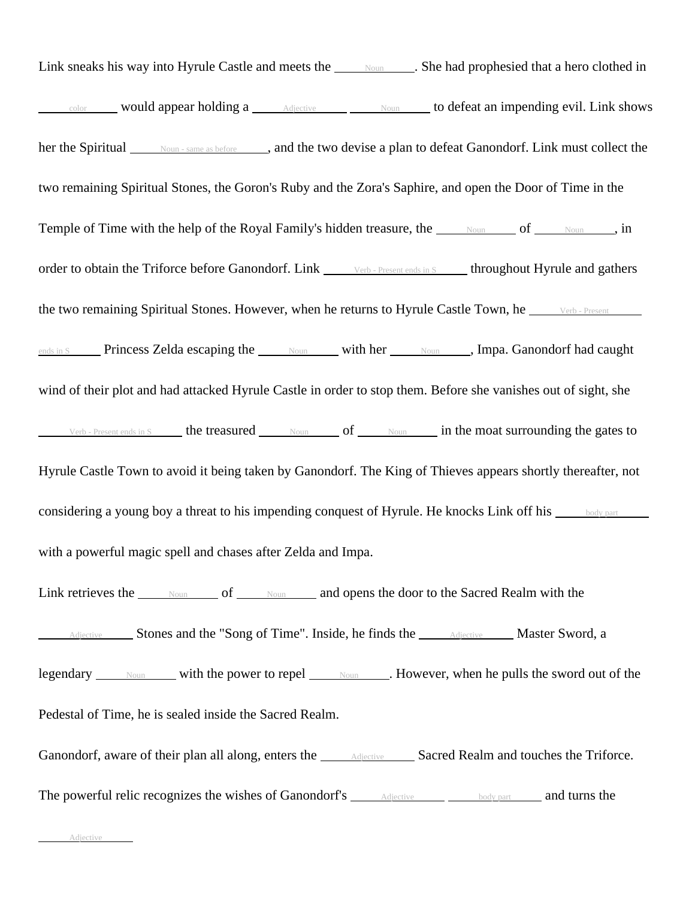Link sneaks his way into Hyrule Castle and meets the ______Noun______. She had prophesied that a hero clothed in ______color______ would appear holding a ______Adjective______ ______Noun______ to defeat an impending evil. Link shows her the Spiritual ______Noun - same as before______, and the two devise a plan to defeat Ganondorf. Link must collect the two remaining Spiritual Stones, the Goron's Ruby and the Zora's Saphire, and open the Door of Time in the Temple of Time with the help of the Royal Family's hidden treasure, the ______Noun______ of ______Noun______, in order to obtain the Triforce before Ganondorf. Link ______Verb - Present ends in S______ throughout Hyrule and gathers the two remaining Spiritual Stones. However, when he returns to Hyrule Castle Town, he ______Verb - Present ends in S______ Princess Zelda escaping the ______Noun______ with her ______Noun______, Impa. Ganondorf had caught wind of their plot and had attacked Hyrule Castle in order to stop them. Before she vanishes out of sight, she ______Verb - Present ends in S______ the treasured ______Noun______ of ______Noun______ in the moat surrounding the gates to Hyrule Castle Town to avoid it being taken by Ganondorf. The King of Thieves appears shortly thereafter, not considering a young boy a threat to his impending conquest of Hyrule. He knocks Link off his ______body part______ with a powerful magic spell and chases after Zelda and Impa.

Link retrieves the ______Noun______ of ______Noun______ and opens the door to the Sacred Realm with the ______Adjective______ Stones and the "Song of Time". Inside, he finds the ______Adjective______ Master Sword, a legendary ______Noun______ with the power to repel ______Noun______. However, when he pulls the sword out of the Pedestal of Time, he is sealed inside the Sacred Realm.

Ganondorf, aware of their plan all along, enters the ______Adjective______ Sacred Realm and touches the Triforce. The powerful relic recognizes the wishes of Ganondorf's ______Adjective______ ______body part______ and turns the ______Adjective______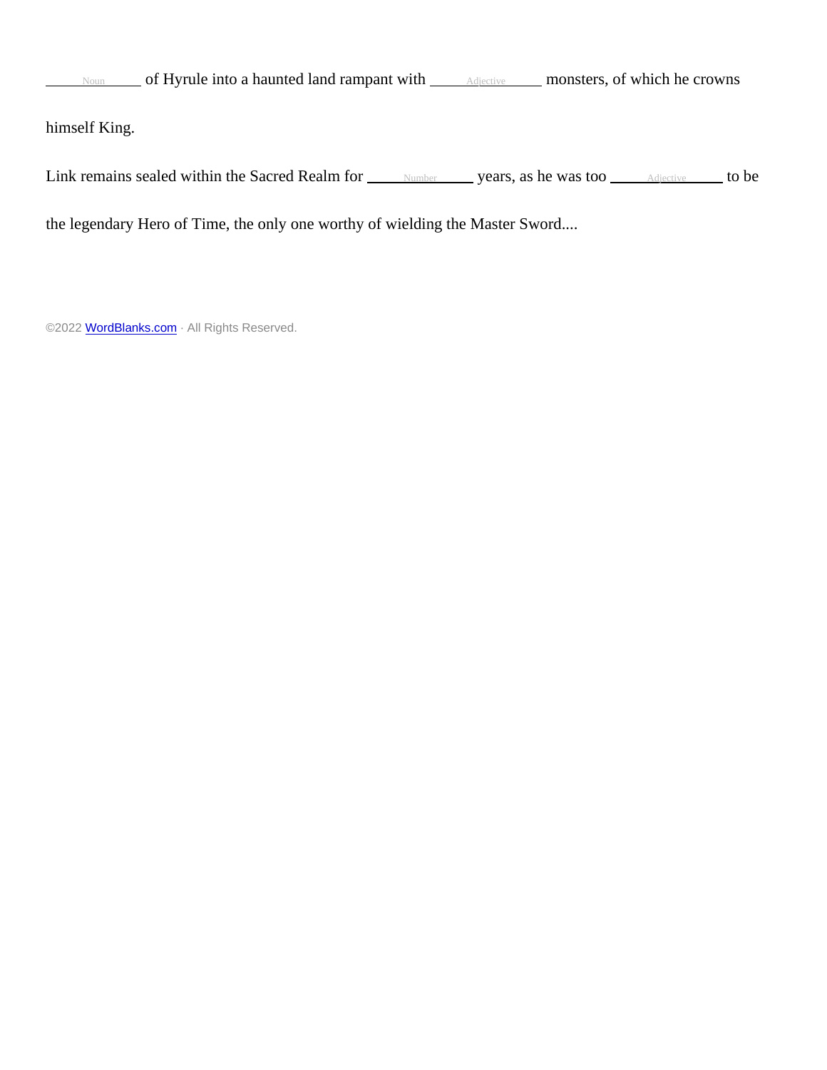\_\_\_\_\_Noun\_\_\_\_\_ of Hyrule into a haunted land rampant with \_\_\_\_\_Adjective\_\_\_\_\_ monsters, of which he crowns himself King.

Link remains sealed within the Sacred Realm for \_\_\_\_\_Number\_\_\_\_\_ years, as he was too \_\_\_\_\_Adjective\_\_\_\_\_ to be the legendary Hero of Time, the only one worthy of wielding the Master Sword....

©2022 WordBlanks.com · All Rights Reserved.